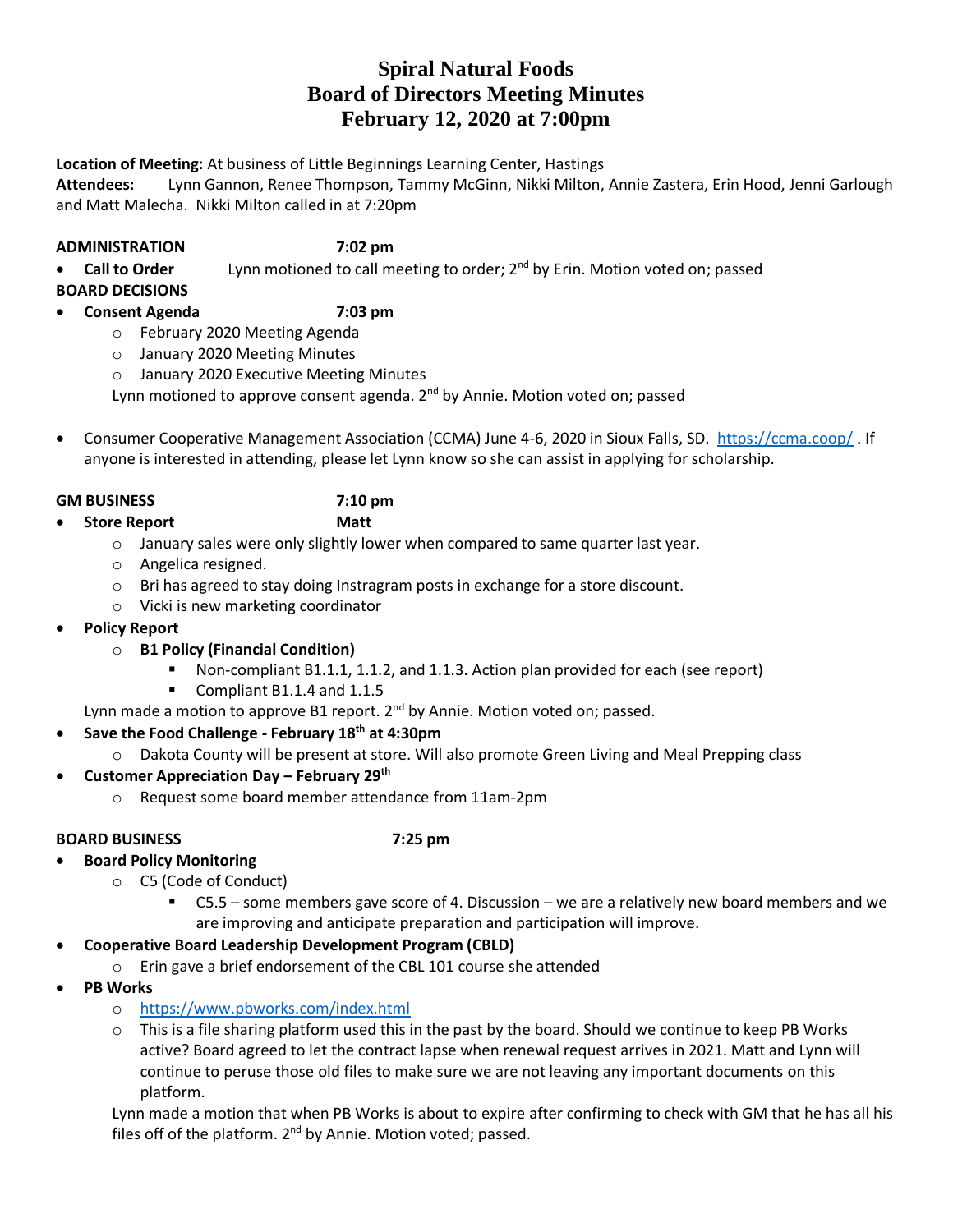# Spiral Natural Foods
# Board of Directors Meeting Minutes
# February 12, 2020 at 7:00pm

**Location of Meeting:** At business of Little Beginnings Learning Center, Hastings
**Attendees:** Lynn Gannon, Renee Thompson, Tammy McGinn, Nikki Milton, Annie Zastera, Erin Hood, Jenni Garlough and Matt Malecha. Nikki Milton called in at 7:20pm

**ADMINISTRATION** **7:02 pm**

- **Call to Order** Lynn motioned to call meeting to order; 2nd by Erin. Motion voted on; passed

**BOARD DECISIONS**

- **Consent Agenda** **7:03 pm**
  - February 2020 Meeting Agenda
  - January 2020 Meeting Minutes
  - January 2020 Executive Meeting Minutes

  Lynn motioned to approve consent agenda. 2nd by Annie. Motion voted on; passed

- Consumer Cooperative Management Association (CCMA) June 4-6, 2020 in Sioux Falls, SD. https://ccma.coop/ . If anyone is interested in attending, please let Lynn know so she can assist in applying for scholarship.

**GM BUSINESS** **7:10 pm**

- **Store Report** **Matt**
  - January sales were only slightly lower when compared to same quarter last year.
  - Angelica resigned.
  - Bri has agreed to stay doing Instragram posts in exchange for a store discount.
  - Vicki is new marketing coordinator
- **Policy Report**
  - **B1 Policy (Financial Condition)**
    - Non-compliant B1.1.1, 1.1.2, and 1.1.3. Action plan provided for each (see report)
    - Compliant B1.1.4 and 1.1.5

  Lynn made a motion to approve B1 report. 2nd by Annie. Motion voted on; passed.
- **Save the Food Challenge - February 18th at 4:30pm**
  - Dakota County will be present at store. Will also promote Green Living and Meal Prepping class
- **Customer Appreciation Day – February 29th**
  - Request some board member attendance from 11am-2pm

**BOARD BUSINESS** **7:25 pm**

- **Board Policy Monitoring**
  - C5 (Code of Conduct)
    - C5.5 – some members gave score of 4. Discussion – we are a relatively new board members and we are improving and anticipate preparation and participation will improve.
- **Cooperative Board Leadership Development Program (CBLD)**
  - Erin gave a brief endorsement of the CBL 101 course she attended
- **PB Works**
  - https://www.pbworks.com/index.html
  - This is a file sharing platform used this in the past by the board. Should we continue to keep PB Works active? Board agreed to let the contract lapse when renewal request arrives in 2021. Matt and Lynn will continue to peruse those old files to make sure we are not leaving any important documents on this platform.

  Lynn made a motion that when PB Works is about to expire after confirming to check with GM that he has all his files off of the platform. 2nd by Annie. Motion voted; passed.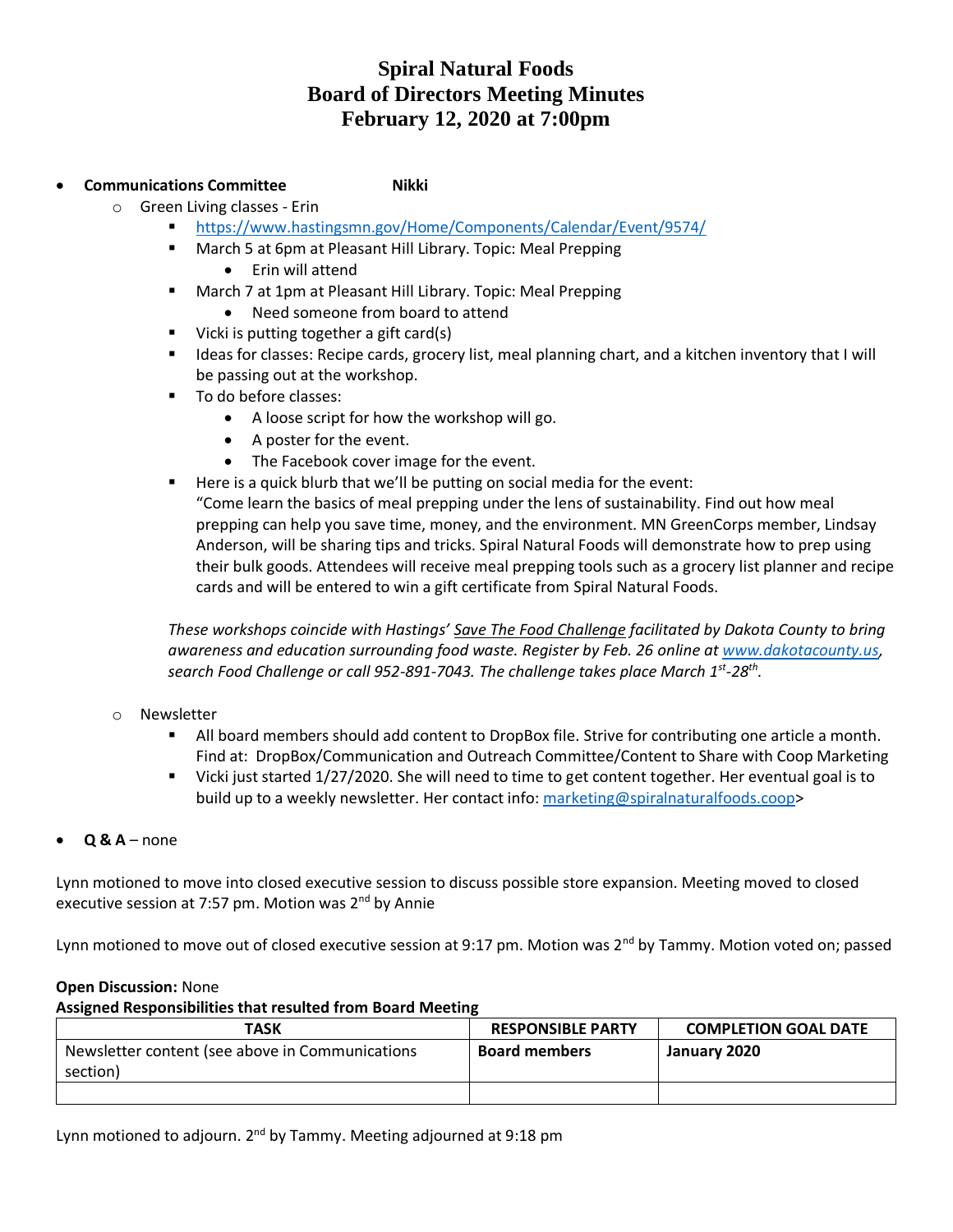# Spiral Natural Foods
# Board of Directors Meeting Minutes
# February 12, 2020 at 7:00pm

- **Communications Committee** **Nikki**
  - Green Living classes - Erin
    - https://www.hastingsmn.gov/Home/Components/Calendar/Event/9574/
    - March 5 at 6pm at Pleasant Hill Library. Topic: Meal Prepping
      - Erin will attend
    - March 7 at 1pm at Pleasant Hill Library. Topic: Meal Prepping
      - Need someone from board to attend
    - Vicki is putting together a gift card(s)
    - Ideas for classes: Recipe cards, grocery list, meal planning chart, and a kitchen inventory that I will be passing out at the workshop.
    - To do before classes:
      - A loose script for how the workshop will go.
      - A poster for the event.
      - The Facebook cover image for the event.
    - Here is a quick blurb that we'll be putting on social media for the event:
      "Come learn the basics of meal prepping under the lens of sustainability. Find out how meal prepping can help you save time, money, and the environment. MN GreenCorps member, Lindsay Anderson, will be sharing tips and tricks. Spiral Natural Foods will demonstrate how to prep using their bulk goods. Attendees will receive meal prepping tools such as a grocery list planner and recipe cards and will be entered to win a gift certificate from Spiral Natural Foods.

      *These workshops coincide with Hastings' Save The Food Challenge facilitated by Dakota County to bring awareness and education surrounding food waste. Register by Feb. 26 online at www.dakotacounty.us, search Food Challenge or call 952-891-7043. The challenge takes place March 1st-28th.*
  - Newsletter
    - All board members should add content to DropBox file. Strive for contributing one article a month. Find at: DropBox/Communication and Outreach Committee/Content to Share with Coop Marketing
    - Vicki just started 1/27/2020. She will need to time to get content together. Her eventual goal is to build up to a weekly newsletter. Her contact info: marketing@spiralnaturalfoods.coop>

- **Q & A** – none

Lynn motioned to move into closed executive session to discuss possible store expansion. Meeting moved to closed executive session at 7:57 pm. Motion was 2nd by Annie

Lynn motioned to move out of closed executive session at 9:17 pm. Motion was 2nd by Tammy. Motion voted on; passed

**Open Discussion:** None

**Assigned Responsibilities that resulted from Board Meeting**

| TASK | RESPONSIBLE PARTY | COMPLETION GOAL DATE |
|---|---|---|
| Newsletter content (see above in Communications section) | **Board members** | **January 2020** |
| | | |

Lynn motioned to adjourn. 2nd by Tammy. Meeting adjourned at 9:18 pm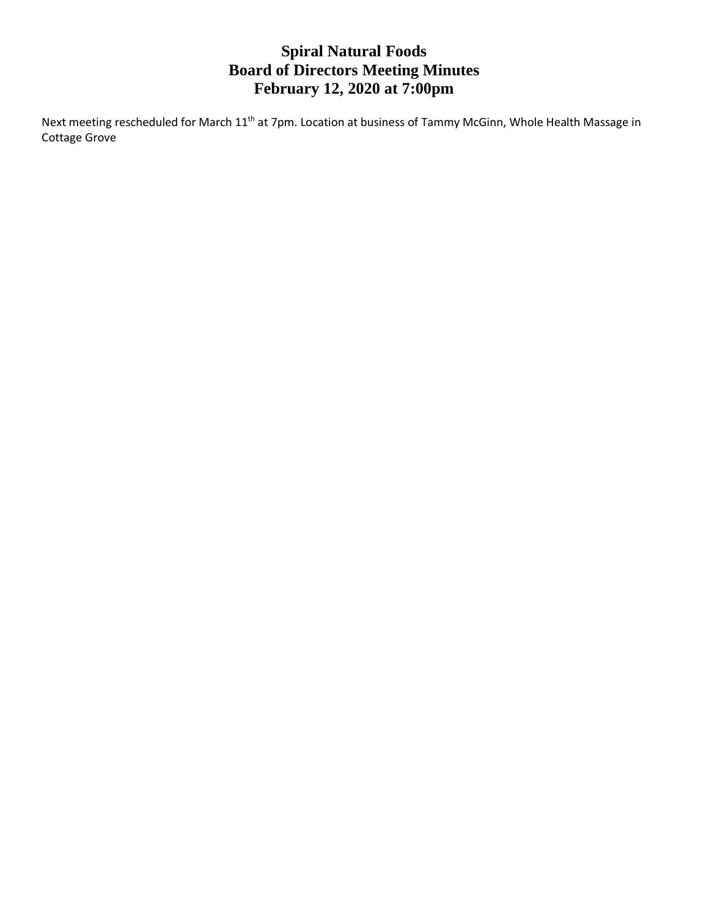# Spiral Natural Foods
# Board of Directors Meeting Minutes
# February 12, 2020 at 7:00pm

Next meeting rescheduled for March 11th at 7pm. Location at business of Tammy McGinn, Whole Health Massage in Cottage Grove